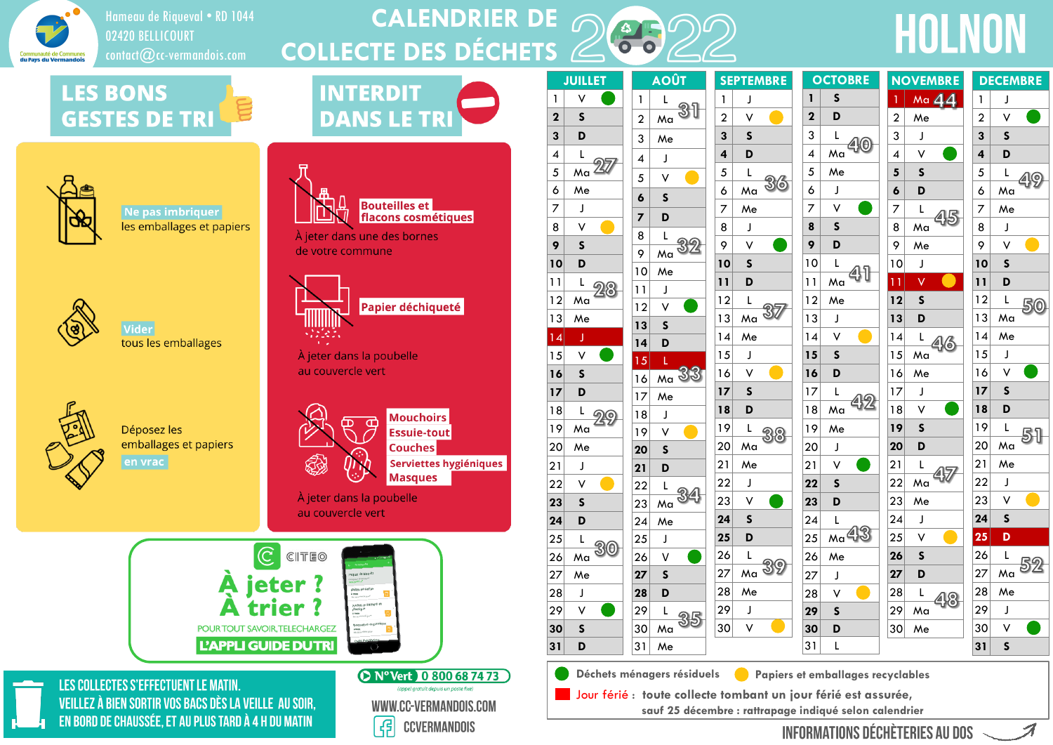Communauté de Communes du Pays du Vermandois

Hameau de Riqueval • RD 1044
02420 BELLICOURT
contact@cc-vermandois.com

# CALENDRIER DE COLLECTE DES DÉCHETS 2022

# HOLNON

## LES BONS GESTES DE TRI

- **Ne pas imbriquer** les emballages et papiers
- **Vider** tous les emballages
- Déposez les emballages et papiers **en vrac**

## INTERDIT DANS LE TRI

- **Bouteilles et flacons cosmétiques** — À jeter dans une des bornes de votre commune
- **Papier déchiqueté** — À jeter dans la poubelle au couvercle vert
- **Mouchoirs, Essuie-tout, Couches, Serviettes hygiéniques, Masques** — À jeter dans la poubelle au couvercle vert

CITEO — **À jeter ? À trier ?** POUR TOUT SAVOIR, TELECHARGEZ **L'APPLI GUIDE DU TRI**

LES COLLECTES S'EFFECTUENT LE MATIN.
VEILLEZ À BIEN SORTIR VOS BACS DÈS LA VEILLE AU SOIR, EN BORD DE CHAUSSÉE, ET AU PLUS TARD À 4 H DU MATIN

N° Vert 0 800 68 74 73 (appel gratuit depuis un poste fixe)

WWW.CC-VERMANDOIS.COM

CCVERMANDOIS

## Calendrier

Légende : ● vert = Déchets ménagers résiduels ; ● jaune = Papiers et emballages recyclables ; **Jour férié** (en rouge) : toute collecte tombant un jour férié est assurée, sauf 25 décembre : rattrapage indiqué selon calendrier

### JUILLET

| Date | Jour | Collecte | Semaine |
|---|---|---|---|
| 1 | V | ● vert | |
| 2 | S | | |
| 3 | D | | |
| 4 | L | | |
| 5 | Ma | | 27 |
| 6 | Me | | |
| 7 | J | | |
| 8 | V | ● jaune | |
| 9 | S | | |
| 10 | D | | |
| 11 | L | | |
| 12 | Ma | | 28 |
| 13 | Me | | |
| 14 | J | Jour férié | |
| 15 | V | ● vert | |
| 16 | S | | |
| 17 | D | | |
| 18 | L | | |
| 19 | Ma | | 29 |
| 20 | Me | | |
| 21 | J | | |
| 22 | V | ● jaune | |
| 23 | S | | |
| 24 | D | | |
| 25 | L | | |
| 26 | Ma | | 30 |
| 27 | Me | | |
| 28 | J | | |
| 29 | V | ● vert | |
| 30 | S | | |
| 31 | D | | |

### AOÛT

| Date | Jour | Collecte | Semaine |
|---|---|---|---|
| 1 | L | | |
| 2 | Ma | | 31 |
| 3 | Me | | |
| 4 | J | | |
| 5 | V | ● jaune | |
| 6 | S | | |
| 7 | D | | |
| 8 | L | | |
| 9 | Ma | | 32 |
| 10 | Me | | |
| 11 | J | | |
| 12 | V | ● vert | |
| 13 | S | | |
| 14 | D | | |
| 15 | L | Jour férié | |
| 16 | Ma | | 33 |
| 17 | Me | | |
| 18 | J | | |
| 19 | V | ● jaune | |
| 20 | S | | |
| 21 | D | | |
| 22 | L | | |
| 23 | Ma | | 34 |
| 24 | Me | | |
| 25 | J | | |
| 26 | V | ● vert | |
| 27 | S | | |
| 28 | D | | |
| 29 | L | | |
| 30 | Ma | | 35 |
| 31 | Me | | |

### SEPTEMBRE

| Date | Jour | Collecte | Semaine |
|---|---|---|---|
| 1 | J | | |
| 2 | V | ● jaune | |
| 3 | S | | |
| 4 | D | | |
| 5 | L | | |
| 6 | Ma | | 36 |
| 7 | Me | | |
| 8 | J | | |
| 9 | V | ● vert | |
| 10 | S | | |
| 11 | D | | |
| 12 | L | | |
| 13 | Ma | | 37 |
| 14 | Me | | |
| 15 | J | | |
| 16 | V | ● jaune | |
| 17 | S | | |
| 18 | D | | |
| 19 | L | | |
| 20 | Ma | | 38 |
| 21 | Me | | |
| 22 | J | | |
| 23 | V | ● vert | |
| 24 | S | | |
| 25 | D | | |
| 26 | L | | |
| 27 | Ma | | 39 |
| 28 | Me | | |
| 29 | J | | |
| 30 | V | ● jaune | |

### OCTOBRE

| Date | Jour | Collecte | Semaine |
|---|---|---|---|
| 1 | S | | |
| 2 | D | | |
| 3 | L | | |
| 4 | Ma | | 40 |
| 5 | Me | | |
| 6 | J | | |
| 7 | V | ● vert | |
| 8 | S | | |
| 9 | D | | |
| 10 | L | | |
| 11 | Ma | | 41 |
| 12 | Me | | |
| 13 | J | | |
| 14 | V | ● jaune | |
| 15 | S | | |
| 16 | D | | |
| 17 | L | | |
| 18 | Ma | | 42 |
| 19 | Me | | |
| 20 | J | | |
| 21 | V | ● vert | |
| 22 | S | | |
| 23 | D | | |
| 24 | L | | |
| 25 | Ma | | 43 |
| 26 | Me | | |
| 27 | J | | |
| 28 | V | ● jaune | |
| 29 | S | | |
| 30 | D | | |
| 31 | L | | |

### NOVEMBRE

| Date | Jour | Collecte | Semaine |
|---|---|---|---|
| 1 | Ma | Jour férié | 44 |
| 2 | Me | | |
| 3 | J | | |
| 4 | V | ● vert | |
| 5 | S | | |
| 6 | D | | |
| 7 | L | | |
| 8 | Ma | | 45 |
| 9 | Me | | |
| 10 | J | | |
| 11 | V | Jour férié ● jaune | |
| 12 | S | | |
| 13 | D | | |
| 14 | L | | |
| 15 | Ma | | 46 |
| 16 | Me | | |
| 17 | J | | |
| 18 | V | ● vert | |
| 19 | S | | |
| 20 | D | | |
| 21 | L | | |
| 22 | Ma | | 47 |
| 23 | Me | | |
| 24 | J | | |
| 25 | V | ● jaune | |
| 26 | S | | |
| 27 | D | | |
| 28 | L | | |
| 29 | Ma | | 48 |
| 30 | Me | | |

### DÉCEMBRE

| Date | Jour | Collecte | Semaine |
|---|---|---|---|
| 1 | J | | |
| 2 | V | ● vert | |
| 3 | S | | |
| 4 | D | | |
| 5 | L | | |
| 6 | Ma | | 49 |
| 7 | Me | | |
| 8 | J | | |
| 9 | V | ● jaune | |
| 10 | S | | |
| 11 | D | | |
| 12 | L | | |
| 13 | Ma | | 50 |
| 14 | Me | | |
| 15 | J | | |
| 16 | V | ● vert | |
| 17 | S | | |
| 18 | D | | |
| 19 | L | | |
| 20 | Ma | | 51 |
| 21 | Me | | |
| 22 | J | | |
| 23 | V | ● jaune | |
| 24 | S | | |
| 25 | D | Jour férié | |
| 26 | L | | |
| 27 | Ma | | 52 |
| 28 | Me | | |
| 29 | J | | |
| 30 | V | ● vert | |
| 31 | S | | |

● Déchets ménagers résiduels ● Papiers et emballages recyclables

**Jour férié** : toute collecte tombant un jour férié est assurée, sauf 25 décembre : rattrapage indiqué selon calendrier

INFORMATIONS DÉCHETERIES AU DOS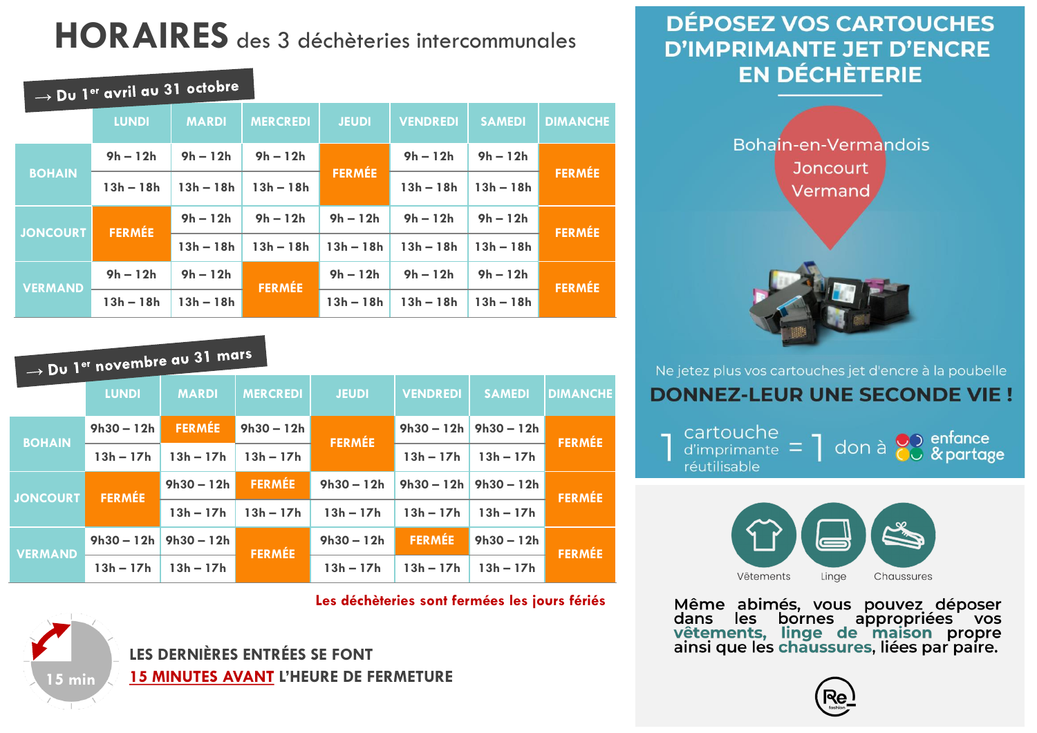# HORAIRES des 3 déchèteries intercommunales

→ Du 1er avril au 31 octobre

| | | LUNDI | MARDI | MERCREDI | JEUDI | VENDREDI | SAMEDI | DIMANCHE |
|---|---|---|---|---|---|---|---|---|
| BOHAIN | | 9h – 12h | 9h – 12h | 9h – 12h | FERMÉE | 9h – 12h | 9h – 12h | FERMÉE |
| | | 13h – 18h | 13h – 18h | 13h – 18h | | 13h – 18h | 13h – 18h | |
| JONCOURT | | FERMÉE | 9h – 12h | 9h – 12h | 9h – 12h | 9h – 12h | 9h – 12h | FERMÉE |
| | | | 13h – 18h | 13h – 18h | 13h – 18h | 13h – 18h | 13h – 18h | |
| VERMAND | | 9h – 12h | 9h – 12h | FERMÉE | 9h – 12h | 9h – 12h | 9h – 12h | FERMÉE |
| | | 13h – 18h | 13h – 18h | | 13h – 18h | 13h – 18h | 13h – 18h | |

→ Du 1er novembre au 31 mars

| | | LUNDI | MARDI | MERCREDI | JEUDI | VENDREDI | SAMEDI | DIMANCHE |
|---|---|---|---|---|---|---|---|---|
| BOHAIN | | 9h30 – 12h | FERMÉE | 9h30 – 12h | FERMÉE | 9h30 – 12h | 9h30 – 12h | FERMÉE |
| | | 13h – 17h | 13h – 17h | 13h – 17h | | 13h – 17h | 13h – 17h | |
| JONCOURT | | FERMÉE | 9h30 – 12h | FERMÉE | 9h30 – 12h | 9h30 – 12h | 9h30 – 12h | FERMÉE |
| | | | 13h – 17h | 13h – 17h | 13h – 17h | 13h – 17h | 13h – 17h | |
| VERMAND | | 9h30 – 12h | 9h30 – 12h | FERMÉE | 9h30 – 12h | FERMÉE | 9h30 – 12h | FERMÉE |
| | | 13h – 17h | 13h – 17h | | 13h – 17h | 13h – 17h | 13h – 17h | |

**Les déchèteries sont fermées les jours fériés**

15 min

**LES DERNIÈRES ENTRÉES SE FONT 15 MINUTES AVANT L'HEURE DE FERMETURE**

## DÉPOSEZ VOS CARTOUCHES D'IMPRIMANTE JET D'ENCRE EN DÉCHÈTERIE

Bohain-en-Vermandois
Joncourt
Vermand

Ne jetez plus vos cartouches jet d'encre à la poubelle

**DONNEZ-LEUR UNE SECONDE VIE !**

1 cartouche d'imprimante réutilisable = 1 don à enfance & partage

Vêtements

Linge

Chaussures

**Même abimés, vous pouvez déposer dans les bornes appropriées vos vêtements, linge de maison propre ainsi que les chaussures, liées par paire.**

Re_ fashion